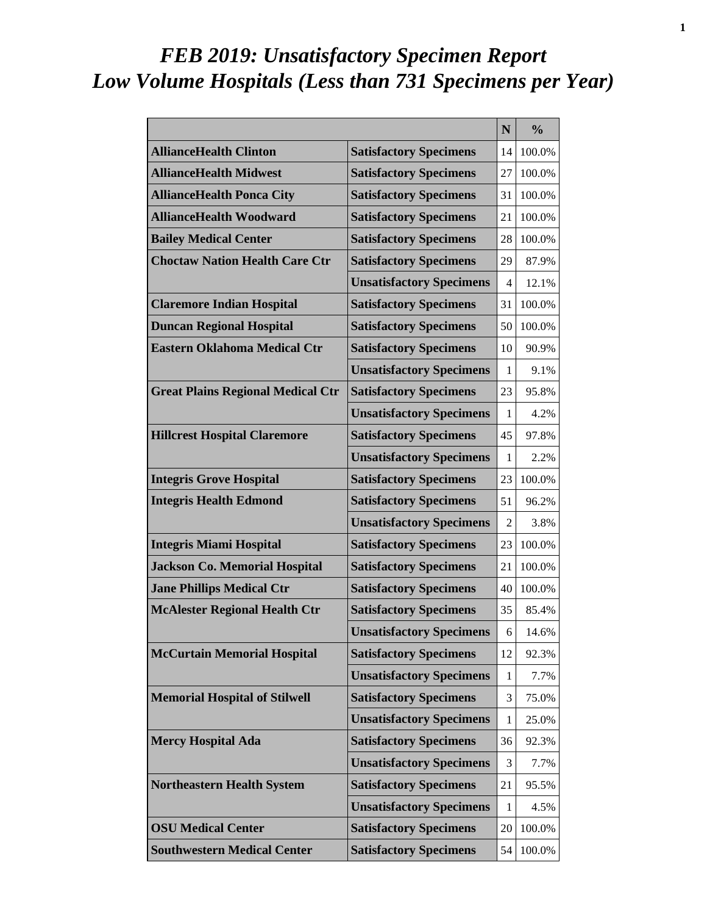# *FEB 2019: Unsatisfactory Specimen Report*
# *Low Volume Hospitals (Less than 731 Specimens per Year)*

| | | N | % |
|---|---|---|---|
| **AllianceHealth Clinton** | **Satisfactory Specimens** | 14 | 100.0% |
| **AllianceHealth Midwest** | **Satisfactory Specimens** | 27 | 100.0% |
| **AllianceHealth Ponca City** | **Satisfactory Specimens** | 31 | 100.0% |
| **AllianceHealth Woodward** | **Satisfactory Specimens** | 21 | 100.0% |
| **Bailey Medical Center** | **Satisfactory Specimens** | 28 | 100.0% |
| **Choctaw Nation Health Care Ctr** | **Satisfactory Specimens** | 29 | 87.9% |
| | **Unsatisfactory Specimens** | 4 | 12.1% |
| **Claremore Indian Hospital** | **Satisfactory Specimens** | 31 | 100.0% |
| **Duncan Regional Hospital** | **Satisfactory Specimens** | 50 | 100.0% |
| **Eastern Oklahoma Medical Ctr** | **Satisfactory Specimens** | 10 | 90.9% |
| | **Unsatisfactory Specimens** | 1 | 9.1% |
| **Great Plains Regional Medical Ctr** | **Satisfactory Specimens** | 23 | 95.8% |
| | **Unsatisfactory Specimens** | 1 | 4.2% |
| **Hillcrest Hospital Claremore** | **Satisfactory Specimens** | 45 | 97.8% |
| | **Unsatisfactory Specimens** | 1 | 2.2% |
| **Integris Grove Hospital** | **Satisfactory Specimens** | 23 | 100.0% |
| **Integris Health Edmond** | **Satisfactory Specimens** | 51 | 96.2% |
| | **Unsatisfactory Specimens** | 2 | 3.8% |
| **Integris Miami Hospital** | **Satisfactory Specimens** | 23 | 100.0% |
| **Jackson Co. Memorial Hospital** | **Satisfactory Specimens** | 21 | 100.0% |
| **Jane Phillips Medical Ctr** | **Satisfactory Specimens** | 40 | 100.0% |
| **McAlester Regional Health Ctr** | **Satisfactory Specimens** | 35 | 85.4% |
| | **Unsatisfactory Specimens** | 6 | 14.6% |
| **McCurtain Memorial Hospital** | **Satisfactory Specimens** | 12 | 92.3% |
| | **Unsatisfactory Specimens** | 1 | 7.7% |
| **Memorial Hospital of Stilwell** | **Satisfactory Specimens** | 3 | 75.0% |
| | **Unsatisfactory Specimens** | 1 | 25.0% |
| **Mercy Hospital Ada** | **Satisfactory Specimens** | 36 | 92.3% |
| | **Unsatisfactory Specimens** | 3 | 7.7% |
| **Northeastern Health System** | **Satisfactory Specimens** | 21 | 95.5% |
| | **Unsatisfactory Specimens** | 1 | 4.5% |
| **OSU Medical Center** | **Satisfactory Specimens** | 20 | 100.0% |
| **Southwestern Medical Center** | **Satisfactory Specimens** | 54 | 100.0% |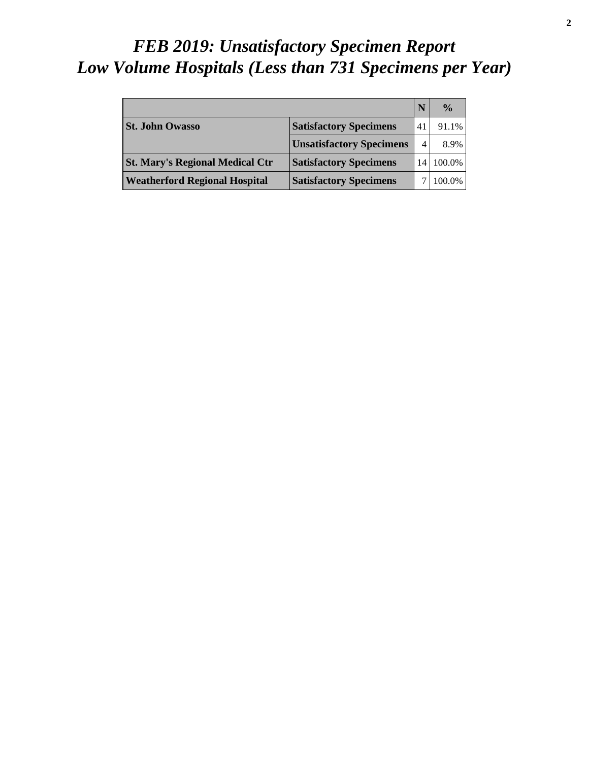# *FEB 2019: Unsatisfactory Specimen Report*
# *Low Volume Hospitals (Less than 731 Specimens per Year)*

| | | N | % |
|---|---|---|---|
| **St. John Owasso** | **Satisfactory Specimens** | 41 | 91.1% |
| | **Unsatisfactory Specimens** | 4 | 8.9% |
| **St. Mary's Regional Medical Ctr** | **Satisfactory Specimens** | 14 | 100.0% |
| **Weatherford Regional Hospital** | **Satisfactory Specimens** | 7 | 100.0% |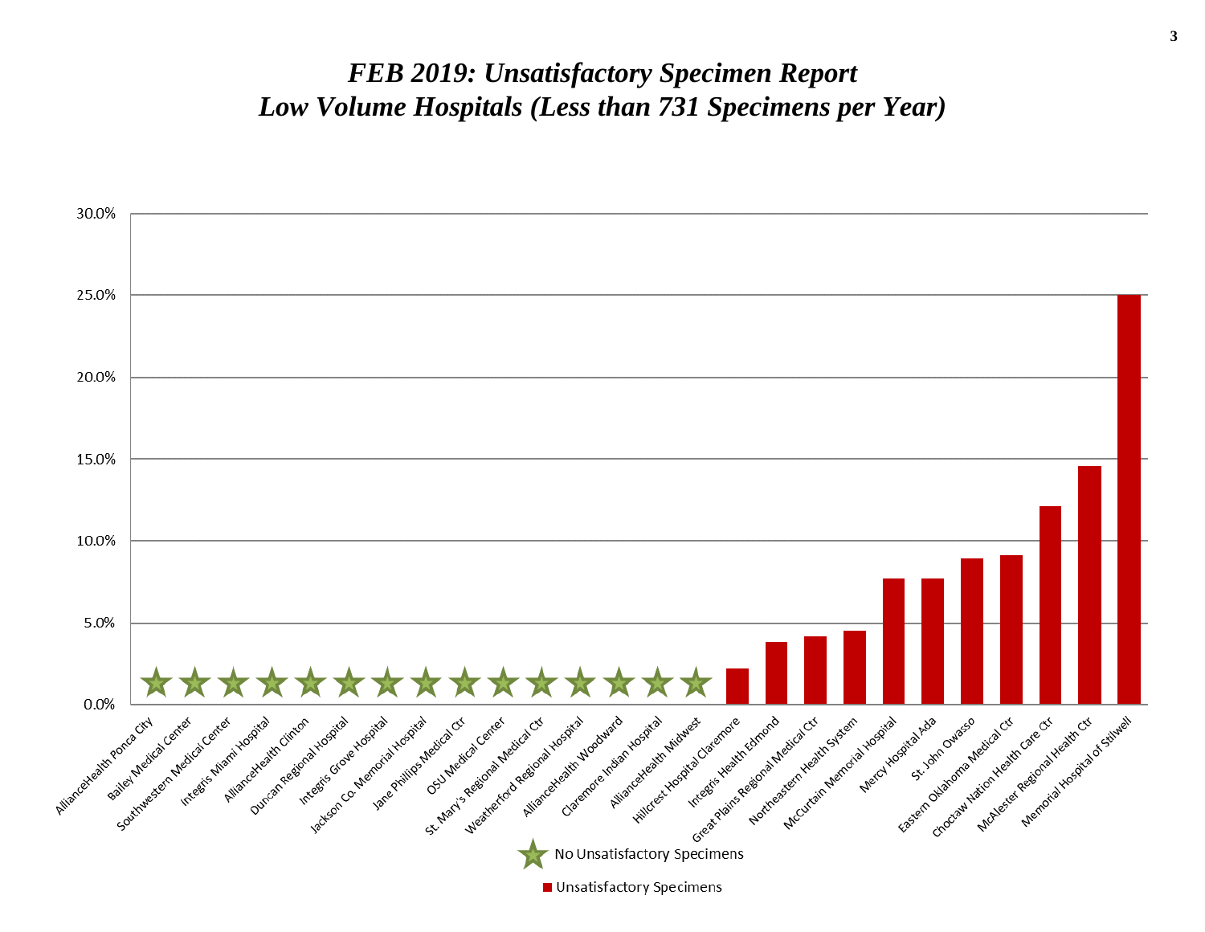# *FEB 2019: Unsatisfactory Specimen Report*
# *Low Volume Hospitals (Less than 731 Specimens per Year)*

| Hospital | Unsatisfactory Specimens |
| --- | --- |
| AllianceHealth Ponca City | ★ |
| Bailey Medical Center | ★ |
| Southwestern Medical Center | ★ |
| Integris Miami Hospital | ★ |
| AllianceHealth Clinton | ★ |
| Duncan Regional Hospital | ★ |
| Integris Grove Hospital | ★ |
| Jackson Co. Memorial Hospital | ★ |
| Jane Phillips Medical Ctr | ★ |
| OSU Medical Center | ★ |
| St. Mary's Regional Medical Ctr | ★ |
| Weatherford Regional Hospital | ★ |
| AllianceHealth Woodward | ★ |
| Claremore Indian Hospital | ★ |
| AllianceHealth Midwest | ★ |
| Hillcrest Hospital Claremore | ~2.2% |
| Integris Health Edmond | ~3.8% |
| Great Plains Regional Medical Ctr | ~4.2% |
| Northeastern Health System | ~4.5% |
| McCurtain Memorial Hospital | ~7.7% |
| Mercy Hospital Ada | ~7.7% |
| St. John Owasso | ~8.9% |
| Eastern Oklahoma Medical Ctr | ~9.1% |
| Choctaw Nation Health Care Ctr | ~12.1% |
| McAlester Regional Health Ctr | ~14.6% |
| Memorial Hospital of Stilwell | ~25.0% |

★ No Unsatisfactory Specimens

■ Unsatisfactory Specimens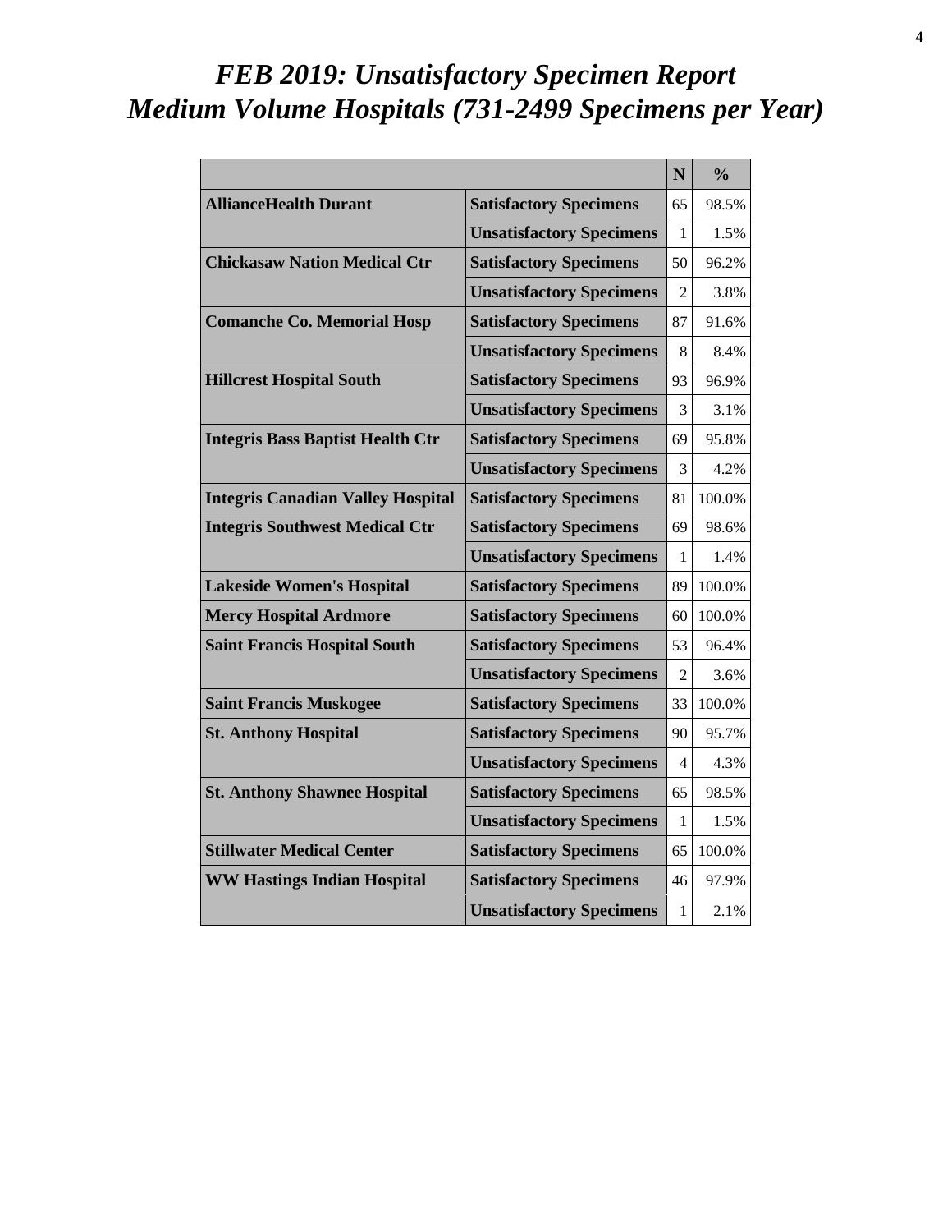# *FEB 2019: Unsatisfactory Specimen Report*
# *Medium Volume Hospitals (731-2499 Specimens per Year)*

| | | N | % |
|---|---|---|---|
| **AllianceHealth Durant** | **Satisfactory Specimens** | 65 | 98.5% |
| | **Unsatisfactory Specimens** | 1 | 1.5% |
| **Chickasaw Nation Medical Ctr** | **Satisfactory Specimens** | 50 | 96.2% |
| | **Unsatisfactory Specimens** | 2 | 3.8% |
| **Comanche Co. Memorial Hosp** | **Satisfactory Specimens** | 87 | 91.6% |
| | **Unsatisfactory Specimens** | 8 | 8.4% |
| **Hillcrest Hospital South** | **Satisfactory Specimens** | 93 | 96.9% |
| | **Unsatisfactory Specimens** | 3 | 3.1% |
| **Integris Bass Baptist Health Ctr** | **Satisfactory Specimens** | 69 | 95.8% |
| | **Unsatisfactory Specimens** | 3 | 4.2% |
| **Integris Canadian Valley Hospital** | **Satisfactory Specimens** | 81 | 100.0% |
| **Integris Southwest Medical Ctr** | **Satisfactory Specimens** | 69 | 98.6% |
| | **Unsatisfactory Specimens** | 1 | 1.4% |
| **Lakeside Women's Hospital** | **Satisfactory Specimens** | 89 | 100.0% |
| **Mercy Hospital Ardmore** | **Satisfactory Specimens** | 60 | 100.0% |
| **Saint Francis Hospital South** | **Satisfactory Specimens** | 53 | 96.4% |
| | **Unsatisfactory Specimens** | 2 | 3.6% |
| **Saint Francis Muskogee** | **Satisfactory Specimens** | 33 | 100.0% |
| **St. Anthony Hospital** | **Satisfactory Specimens** | 90 | 95.7% |
| | **Unsatisfactory Specimens** | 4 | 4.3% |
| **St. Anthony Shawnee Hospital** | **Satisfactory Specimens** | 65 | 98.5% |
| | **Unsatisfactory Specimens** | 1 | 1.5% |
| **Stillwater Medical Center** | **Satisfactory Specimens** | 65 | 100.0% |
| **WW Hastings Indian Hospital** | **Satisfactory Specimens** | 46 | 97.9% |
| | **Unsatisfactory Specimens** | 1 | 2.1% |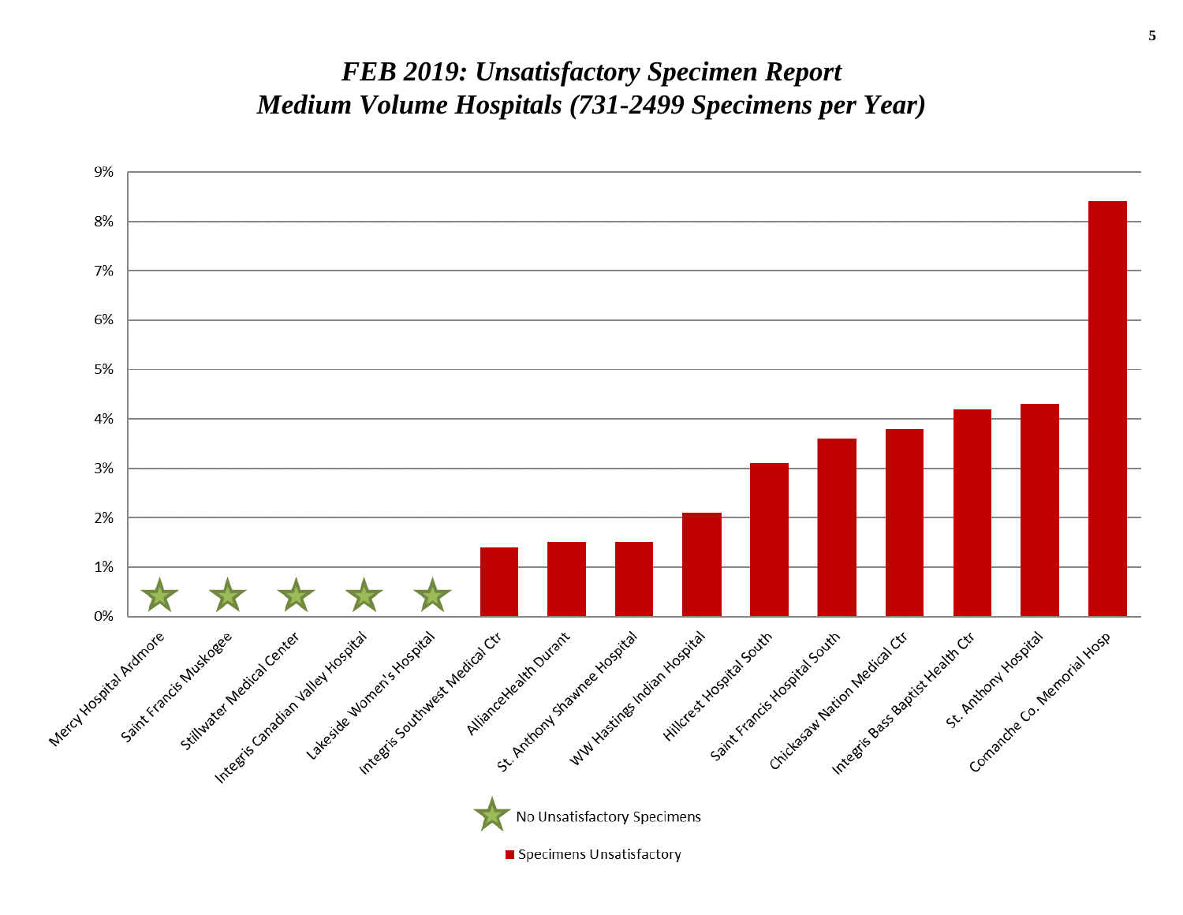# *FEB 2019: Unsatisfactory Specimen Report*
# *Medium Volume Hospitals (731-2499 Specimens per Year)*

| Hospital | Specimens Unsatisfactory |
| --- | --- |
| Mercy Hospital Ardmore | ★ No Unsatisfactory Specimens |
| Saint Francis Muskogee | ★ No Unsatisfactory Specimens |
| Stillwater Medical Center | ★ No Unsatisfactory Specimens |
| Integris Canadian Valley Hospital | ★ No Unsatisfactory Specimens |
| Lakeside Women's Hospital | ★ No Unsatisfactory Specimens |
| Integris Southwest Medical Ctr | ~1.4% |
| AllianceHealth Durant | ~1.5% |
| St. Anthony Shawnee Hospital | ~1.5% |
| WW Hastings Indian Hospital | ~2.1% |
| Hillcrest Hospital South | ~3.1% |
| Saint Francis Hospital South | ~3.6% |
| Chickasaw Nation Medical Ctr | ~3.8% |
| Integris Bass Baptist Health Ctr | ~4.2% |
| St. Anthony Hospital | ~4.3% |
| Comanche Co. Memorial Hosp | ~8.4% |

★ No Unsatisfactory Specimens

■ Specimens Unsatisfactory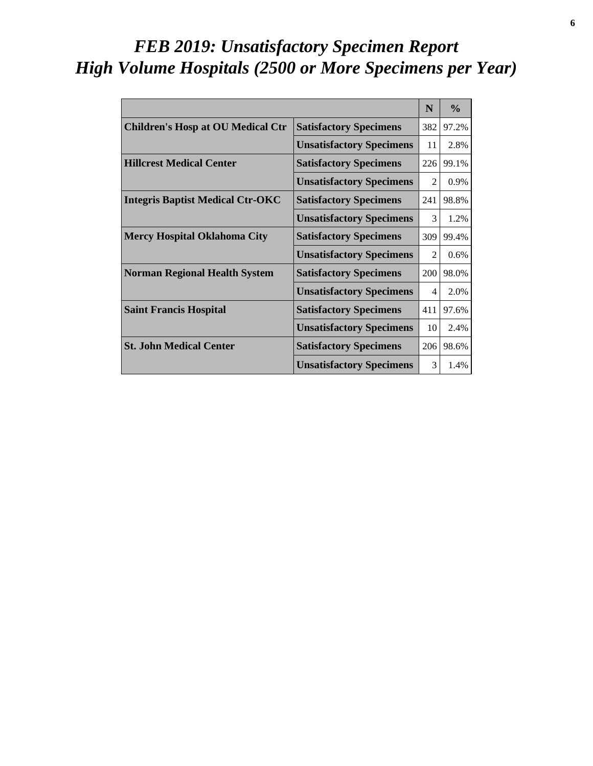# *FEB 2019: Unsatisfactory Specimen Report*
# *High Volume Hospitals (2500 or More Specimens per Year)*

| | | N | % |
|---|---|---|---|
| **Children's Hosp at OU Medical Ctr** | **Satisfactory Specimens** | 382 | 97.2% |
| | **Unsatisfactory Specimens** | 11 | 2.8% |
| **Hillcrest Medical Center** | **Satisfactory Specimens** | 226 | 99.1% |
| | **Unsatisfactory Specimens** | 2 | 0.9% |
| **Integris Baptist Medical Ctr-OKC** | **Satisfactory Specimens** | 241 | 98.8% |
| | **Unsatisfactory Specimens** | 3 | 1.2% |
| **Mercy Hospital Oklahoma City** | **Satisfactory Specimens** | 309 | 99.4% |
| | **Unsatisfactory Specimens** | 2 | 0.6% |
| **Norman Regional Health System** | **Satisfactory Specimens** | 200 | 98.0% |
| | **Unsatisfactory Specimens** | 4 | 2.0% |
| **Saint Francis Hospital** | **Satisfactory Specimens** | 411 | 97.6% |
| | **Unsatisfactory Specimens** | 10 | 2.4% |
| **St. John Medical Center** | **Satisfactory Specimens** | 206 | 98.6% |
| | **Unsatisfactory Specimens** | 3 | 1.4% |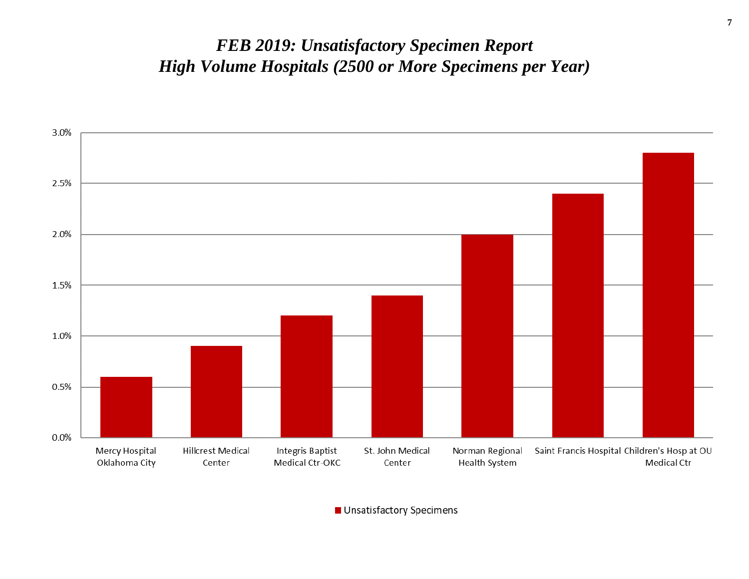# *FEB 2019: Unsatisfactory Specimen Report*
# *High Volume Hospitals (2500 or More Specimens per Year)*

3.0%
2.5%
2.0%
1.5%
1.0%
0.5%
0.0%

Mercy Hospital Oklahoma City
Hillcrest Medical Center
Integris Baptist Medical Ctr-OKC
St. John Medical Center
Norman Regional Health System
Saint Francis Hospital
Children's Hosp at OU Medical Ctr

Unsatisfactory Specimens